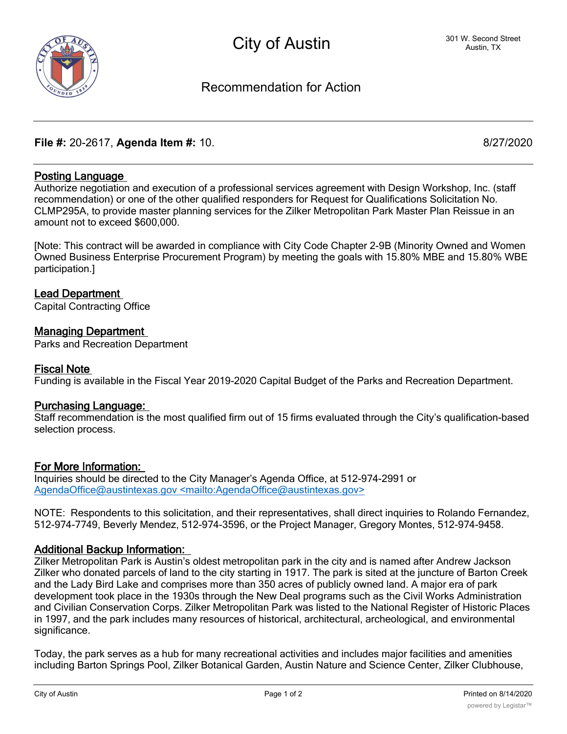# City of Austin

301 W. Second Street
Austin, TX

## Recommendation for Action

**File #:** 20-2617, **Agenda Item #:** 10. 8/27/2020

### Posting Language

Authorize negotiation and execution of a professional services agreement with Design Workshop, Inc. (staff recommendation) or one of the other qualified responders for Request for Qualifications Solicitation No. CLMP295A, to provide master planning services for the Zilker Metropolitan Park Master Plan Reissue in an amount not to exceed $600,000.

[Note: This contract will be awarded in compliance with City Code Chapter 2-9B (Minority Owned and Women Owned Business Enterprise Procurement Program) by meeting the goals with 15.80% MBE and 15.80% WBE participation.]

### Lead Department

Capital Contracting Office

### Managing Department

Parks and Recreation Department

### Fiscal Note

Funding is available in the Fiscal Year 2019-2020 Capital Budget of the Parks and Recreation Department.

### Purchasing Language:

Staff recommendation is the most qualified firm out of 15 firms evaluated through the City's qualification-based selection process.

### For More Information:

Inquiries should be directed to the City Manager's Agenda Office, at 512-974-2991 or AgendaOffice@austintexas.gov <mailto:AgendaOffice@austintexas.gov>

NOTE: Respondents to this solicitation, and their representatives, shall direct inquiries to Rolando Fernandez, 512-974-7749, Beverly Mendez, 512-974-3596, or the Project Manager, Gregory Montes, 512-974-9458.

### Additional Backup Information:

Zilker Metropolitan Park is Austin's oldest metropolitan park in the city and is named after Andrew Jackson Zilker who donated parcels of land to the city starting in 1917. The park is sited at the juncture of Barton Creek and the Lady Bird Lake and comprises more than 350 acres of publicly owned land. A major era of park development took place in the 1930s through the New Deal programs such as the Civil Works Administration and Civilian Conservation Corps. Zilker Metropolitan Park was listed to the National Register of Historic Places in 1997, and the park includes many resources of historical, architectural, archeological, and environmental significance.

Today, the park serves as a hub for many recreational activities and includes major facilities and amenities including Barton Springs Pool, Zilker Botanical Garden, Austin Nature and Science Center, Zilker Clubhouse,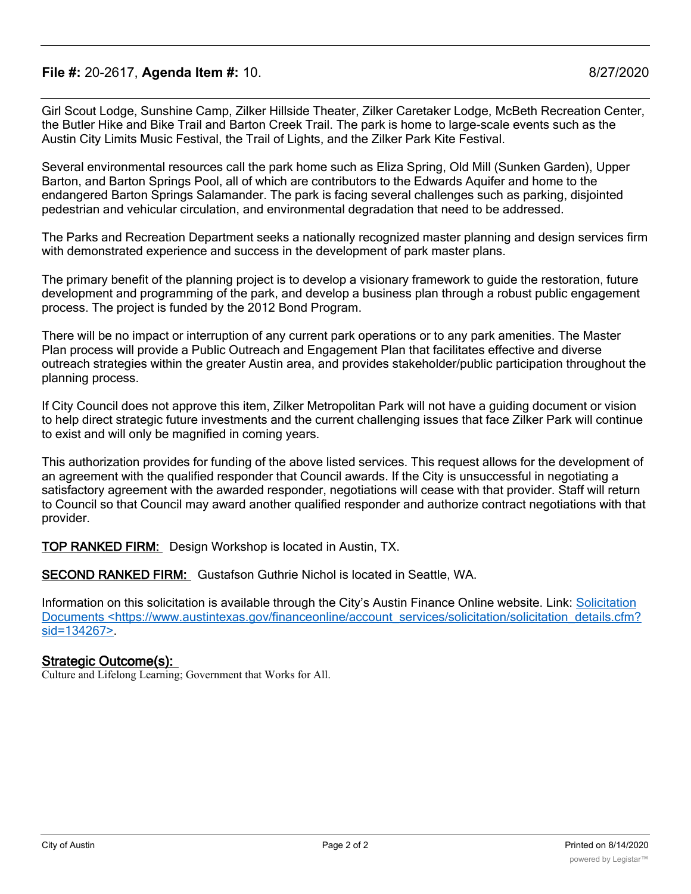Girl Scout Lodge, Sunshine Camp, Zilker Hillside Theater, Zilker Caretaker Lodge, McBeth Recreation Center, the Butler Hike and Bike Trail and Barton Creek Trail. The park is home to large-scale events such as the Austin City Limits Music Festival, the Trail of Lights, and the Zilker Park Kite Festival.

Several environmental resources call the park home such as Eliza Spring, Old Mill (Sunken Garden), Upper Barton, and Barton Springs Pool, all of which are contributors to the Edwards Aquifer and home to the endangered Barton Springs Salamander. The park is facing several challenges such as parking, disjointed pedestrian and vehicular circulation, and environmental degradation that need to be addressed.

The Parks and Recreation Department seeks a nationally recognized master planning and design services firm with demonstrated experience and success in the development of park master plans.

The primary benefit of the planning project is to develop a visionary framework to guide the restoration, future development and programming of the park, and develop a business plan through a robust public engagement process. The project is funded by the 2012 Bond Program.

There will be no impact or interruption of any current park operations or to any park amenities. The Master Plan process will provide a Public Outreach and Engagement Plan that facilitates effective and diverse outreach strategies within the greater Austin area, and provides stakeholder/public participation throughout the planning process.

If City Council does not approve this item, Zilker Metropolitan Park will not have a guiding document or vision to help direct strategic future investments and the current challenging issues that face Zilker Park will continue to exist and will only be magnified in coming years.

This authorization provides for funding of the above listed services. This request allows for the development of an agreement with the qualified responder that Council awards. If the City is unsuccessful in negotiating a satisfactory agreement with the awarded responder, negotiations will cease with that provider. Staff will return to Council so that Council may award another qualified responder and authorize contract negotiations with that provider.

**TOP RANKED FIRM:** Design Workshop is located in Austin, TX.

**SECOND RANKED FIRM:** Gustafson Guthrie Nichol is located in Seattle, WA.

Information on this solicitation is available through the City's Austin Finance Online website. Link: [Solicitation Documents <https://www.austintexas.gov/financeonline/account_services/solicitation/solicitation_details.cfm?sid=134267>](https://www.austintexas.gov/financeonline/account_services/solicitation/solicitation_details.cfm?sid=134267).

## Strategic Outcome(s):

Culture and Lifelong Learning; Government that Works for All.